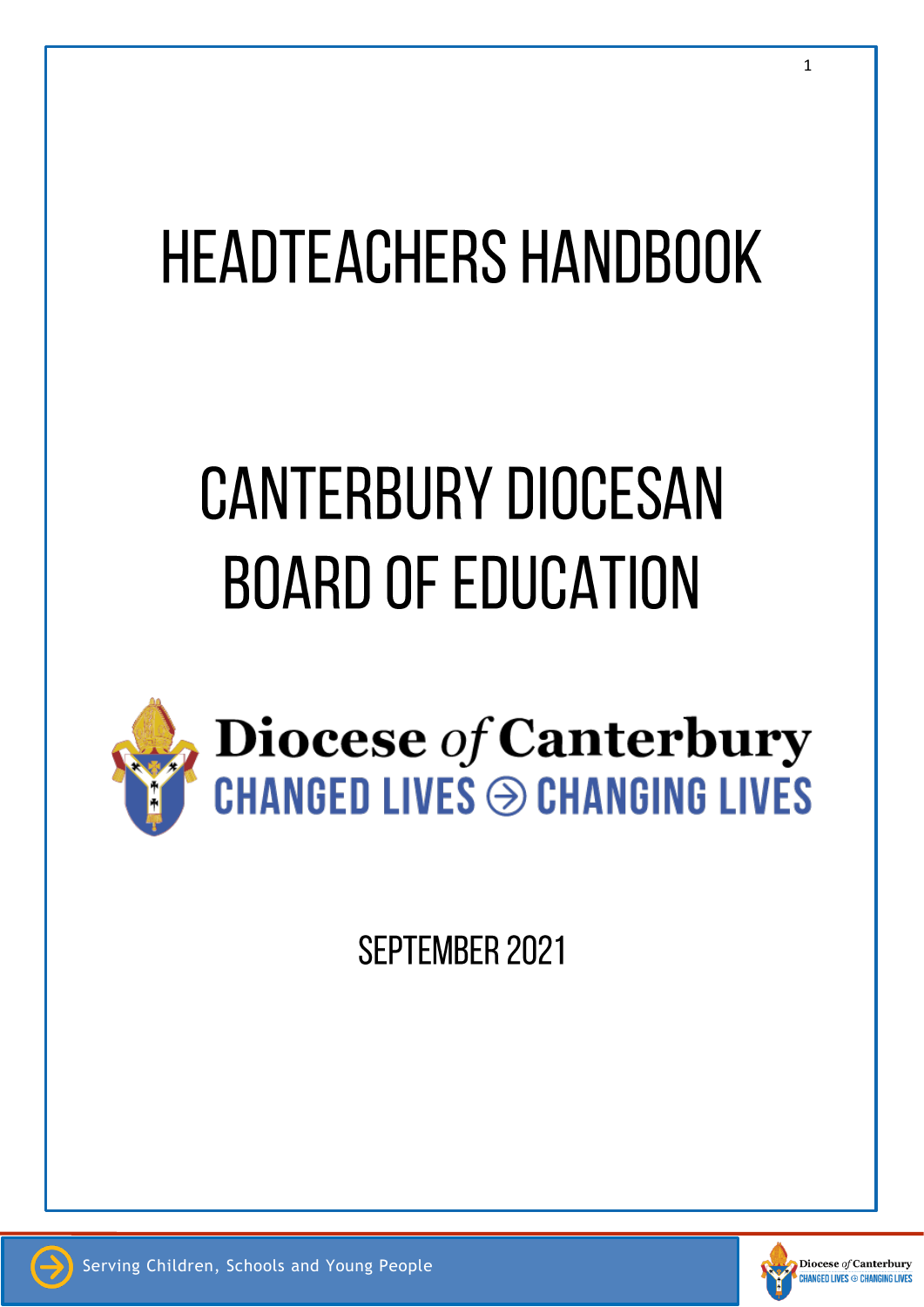# HEADTEACHERS HANDBOOK

# CANTERBURY DIOCESAN BOARD OF EDUCATION

Diocese *of* Canterbury
CHANGED LIVES ⊛ CHANGING LIVES

SEPTEMBER 2021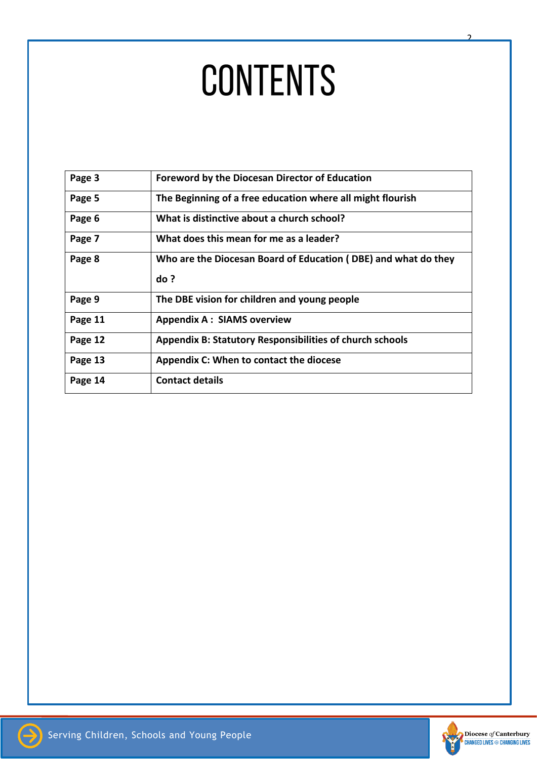# CONTENTS

| Page 3 | Foreword by the Diocesan Director of Education |
|---|---|
| Page 5 | The Beginning of a free education where all might flourish |
| Page 6 | What is distinctive about a church school? |
| Page 7 | What does this mean for me as a leader? |
| Page 8 | Who are the Diocesan Board of Education ( DBE) and what do they do ? |
| Page 9 | The DBE vision for children and young people |
| Page 11 | Appendix A : SIAMS overview |
| Page 12 | Appendix B: Statutory Responsibilities of church schools |
| Page 13 | Appendix C: When to contact the diocese |
| Page 14 | Contact details |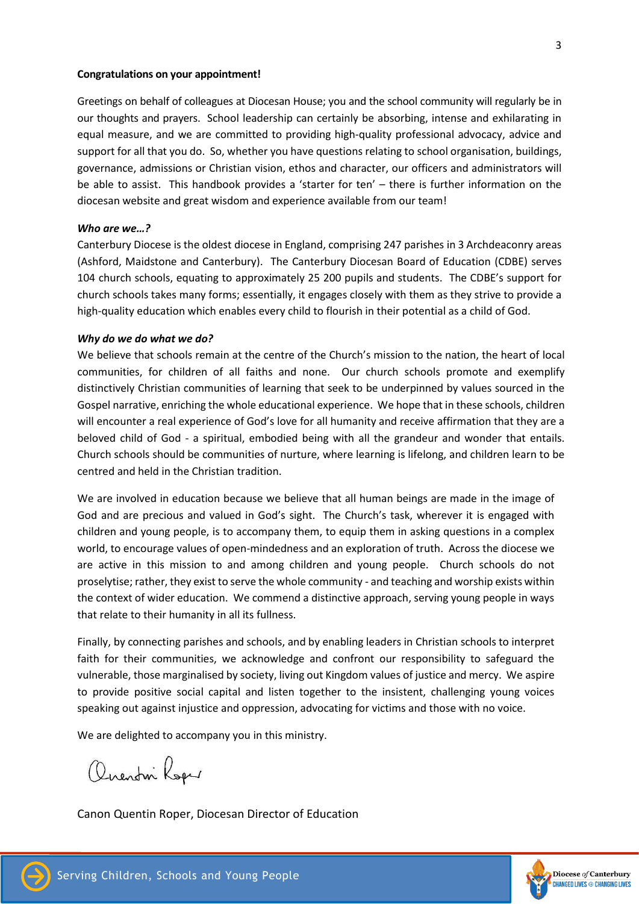**Congratulations on your appointment!**

Greetings on behalf of colleagues at Diocesan House; you and the school community will regularly be in our thoughts and prayers. School leadership can certainly be absorbing, intense and exhilarating in equal measure, and we are committed to providing high-quality professional advocacy, advice and support for all that you do. So, whether you have questions relating to school organisation, buildings, governance, admissions or Christian vision, ethos and character, our officers and administrators will be able to assist. This handbook provides a 'starter for ten' – there is further information on the diocesan website and great wisdom and experience available from our team!

***Who are we…?***

Canterbury Diocese is the oldest diocese in England, comprising 247 parishes in 3 Archdeaconry areas (Ashford, Maidstone and Canterbury). The Canterbury Diocesan Board of Education (CDBE) serves 104 church schools, equating to approximately 25 200 pupils and students. The CDBE's support for church schools takes many forms; essentially, it engages closely with them as they strive to provide a high-quality education which enables every child to flourish in their potential as a child of God.

***Why do we do what we do?***

We believe that schools remain at the centre of the Church's mission to the nation, the heart of local communities, for children of all faiths and none. Our church schools promote and exemplify distinctively Christian communities of learning that seek to be underpinned by values sourced in the Gospel narrative, enriching the whole educational experience. We hope that in these schools, children will encounter a real experience of God's love for all humanity and receive affirmation that they are a beloved child of God - a spiritual, embodied being with all the grandeur and wonder that entails. Church schools should be communities of nurture, where learning is lifelong, and children learn to be centred and held in the Christian tradition.

We are involved in education because we believe that all human beings are made in the image of God and are precious and valued in God's sight. The Church's task, wherever it is engaged with children and young people, is to accompany them, to equip them in asking questions in a complex world, to encourage values of open-mindedness and an exploration of truth. Across the diocese we are active in this mission to and among children and young people. Church schools do not proselytise; rather, they exist to serve the whole community - and teaching and worship exists within the context of wider education. We commend a distinctive approach, serving young people in ways that relate to their humanity in all its fullness.

Finally, by connecting parishes and schools, and by enabling leaders in Christian schools to interpret faith for their communities, we acknowledge and confront our responsibility to safeguard the vulnerable, those marginalised by society, living out Kingdom values of justice and mercy. We aspire to provide positive social capital and listen together to the insistent, challenging young voices speaking out against injustice and oppression, advocating for victims and those with no voice.

We are delighted to accompany you in this ministry.

Quentin Roper

Canon Quentin Roper, Diocesan Director of Education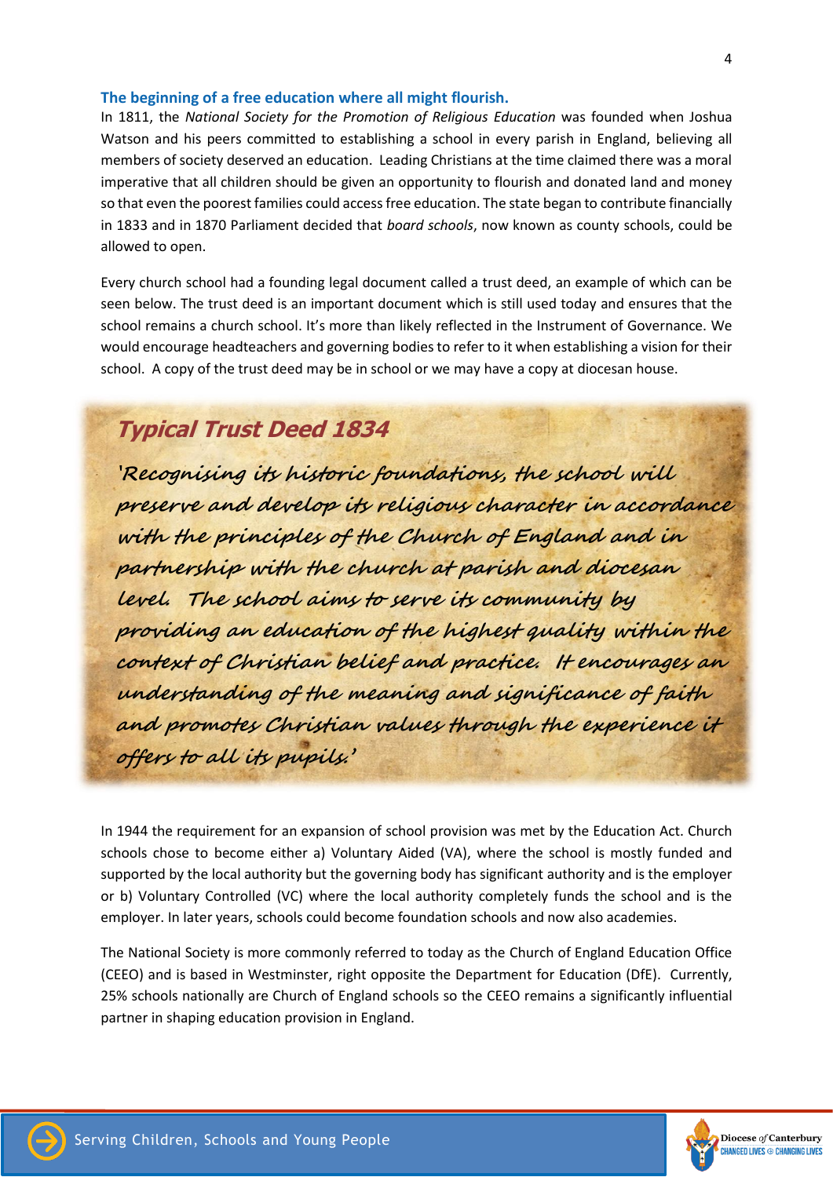## The beginning of a free education where all might flourish.

In 1811, the *National Society for the Promotion of Religious Education* was founded when Joshua Watson and his peers committed to establishing a school in every parish in England, believing all members of society deserved an education. Leading Christians at the time claimed there was a moral imperative that all children should be given an opportunity to flourish and donated land and money so that even the poorest families could access free education. The state began to contribute financially in 1833 and in 1870 Parliament decided that *board schools*, now known as county schools, could be allowed to open.

Every church school had a founding legal document called a trust deed, an example of which can be seen below. The trust deed is an important document which is still used today and ensures that the school remains a church school. It's more than likely reflected in the Instrument of Governance. We would encourage headteachers and governing bodies to refer to it when establishing a vision for their school. A copy of the trust deed may be in school or we may have a copy at diocesan house.

### *Typical Trust Deed 1834*

*'Recognising its historic foundations, the school will preserve and develop its religious character in accordance with the principles of the Church of England and in partnership with the church at parish and diocesan level. The school aims to serve its community by providing an education of the highest quality within the context of Christian belief and practice. It encourages an understanding of the meaning and significance of faith and promotes Christian values through the experience it offers to all its pupils.'*

In 1944 the requirement for an expansion of school provision was met by the Education Act. Church schools chose to become either a) Voluntary Aided (VA), where the school is mostly funded and supported by the local authority but the governing body has significant authority and is the employer or b) Voluntary Controlled (VC) where the local authority completely funds the school and is the employer. In later years, schools could become foundation schools and now also academies.

The National Society is more commonly referred to today as the Church of England Education Office (CEEO) and is based in Westminster, right opposite the Department for Education (DfE). Currently, 25% schools nationally are Church of England schools so the CEEO remains a significantly influential partner in shaping education provision in England.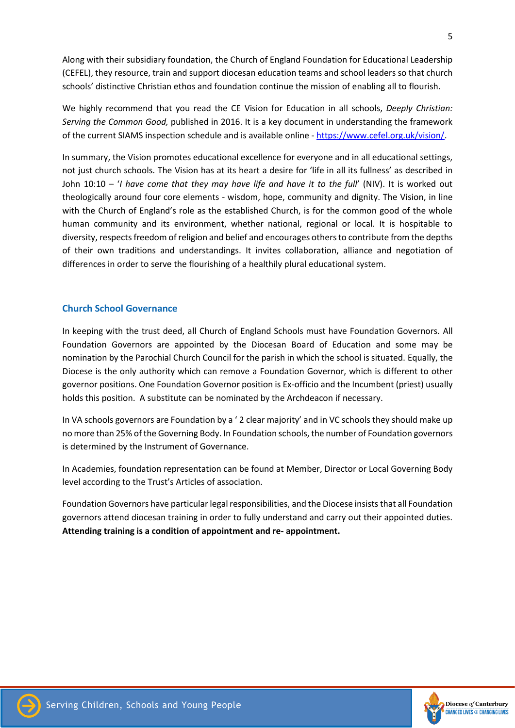Along with their subsidiary foundation, the Church of England Foundation for Educational Leadership (CEFEL), they resource, train and support diocesan education teams and school leaders so that church schools' distinctive Christian ethos and foundation continue the mission of enabling all to flourish.

We highly recommend that you read the CE Vision for Education in all schools, *Deeply Christian: Serving the Common Good,* published in 2016. It is a key document in understanding the framework of the current SIAMS inspection schedule and is available online - [https://www.cefel.org.uk/vision/](https://www.cefel.org.uk/vision/).

In summary, the Vision promotes educational excellence for everyone and in all educational settings, not just church schools. The Vision has at its heart a desire for 'life in all its fullness' as described in John 10:10 – '*I have come that they may have life and have it to the full*' (NIV). It is worked out theologically around four core elements - wisdom, hope, community and dignity. The Vision, in line with the Church of England's role as the established Church, is for the common good of the whole human community and its environment, whether national, regional or local. It is hospitable to diversity, respects freedom of religion and belief and encourages others to contribute from the depths of their own traditions and understandings. It invites collaboration, alliance and negotiation of differences in order to serve the flourishing of a healthily plural educational system.

## Church School Governance

In keeping with the trust deed, all Church of England Schools must have Foundation Governors. All Foundation Governors are appointed by the Diocesan Board of Education and some may be nomination by the Parochial Church Council for the parish in which the school is situated. Equally, the Diocese is the only authority which can remove a Foundation Governor, which is different to other governor positions. One Foundation Governor position is Ex-officio and the Incumbent (priest) usually holds this position. A substitute can be nominated by the Archdeacon if necessary.

In VA schools governors are Foundation by a ' 2 clear majority' and in VC schools they should make up no more than 25% of the Governing Body. In Foundation schools, the number of Foundation governors is determined by the Instrument of Governance.

In Academies, foundation representation can be found at Member, Director or Local Governing Body level according to the Trust's Articles of association.

Foundation Governors have particular legal responsibilities, and the Diocese insists that all Foundation governors attend diocesan training in order to fully understand and carry out their appointed duties. **Attending training is a condition of appointment and re- appointment.**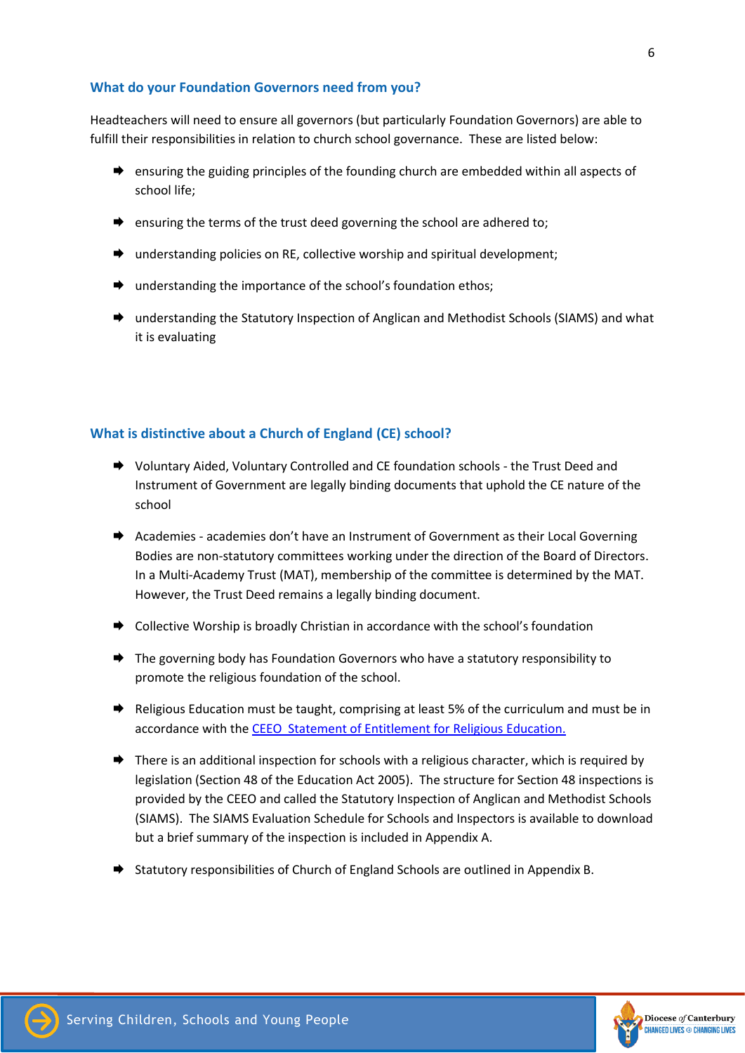## What do your Foundation Governors need from you?

Headteachers will need to ensure all governors (but particularly Foundation Governors) are able to fulfill their responsibilities in relation to church school governance. These are listed below:

- ensuring the guiding principles of the founding church are embedded within all aspects of school life;
- ensuring the terms of the trust deed governing the school are adhered to;
- understanding policies on RE, collective worship and spiritual development;
- understanding the importance of the school's foundation ethos;
- understanding the Statutory Inspection of Anglican and Methodist Schools (SIAMS) and what it is evaluating

## What is distinctive about a Church of England (CE) school?

- Voluntary Aided, Voluntary Controlled and CE foundation schools - the Trust Deed and Instrument of Government are legally binding documents that uphold the CE nature of the school
- Academies - academies don't have an Instrument of Government as their Local Governing Bodies are non-statutory committees working under the direction of the Board of Directors. In a Multi-Academy Trust (MAT), membership of the committee is determined by the MAT. However, the Trust Deed remains a legally binding document.
- Collective Worship is broadly Christian in accordance with the school's foundation
- The governing body has Foundation Governors who have a statutory responsibility to promote the religious foundation of the school.
- Religious Education must be taught, comprising at least 5% of the curriculum and must be in accordance with the [CEEO Statement of Entitlement for Religious Education.]
- There is an additional inspection for schools with a religious character, which is required by legislation (Section 48 of the Education Act 2005). The structure for Section 48 inspections is provided by the CEEO and called the Statutory Inspection of Anglican and Methodist Schools (SIAMS). The SIAMS Evaluation Schedule for Schools and Inspectors is available to download but a brief summary of the inspection is included in Appendix A.
- Statutory responsibilities of Church of England Schools are outlined in Appendix B.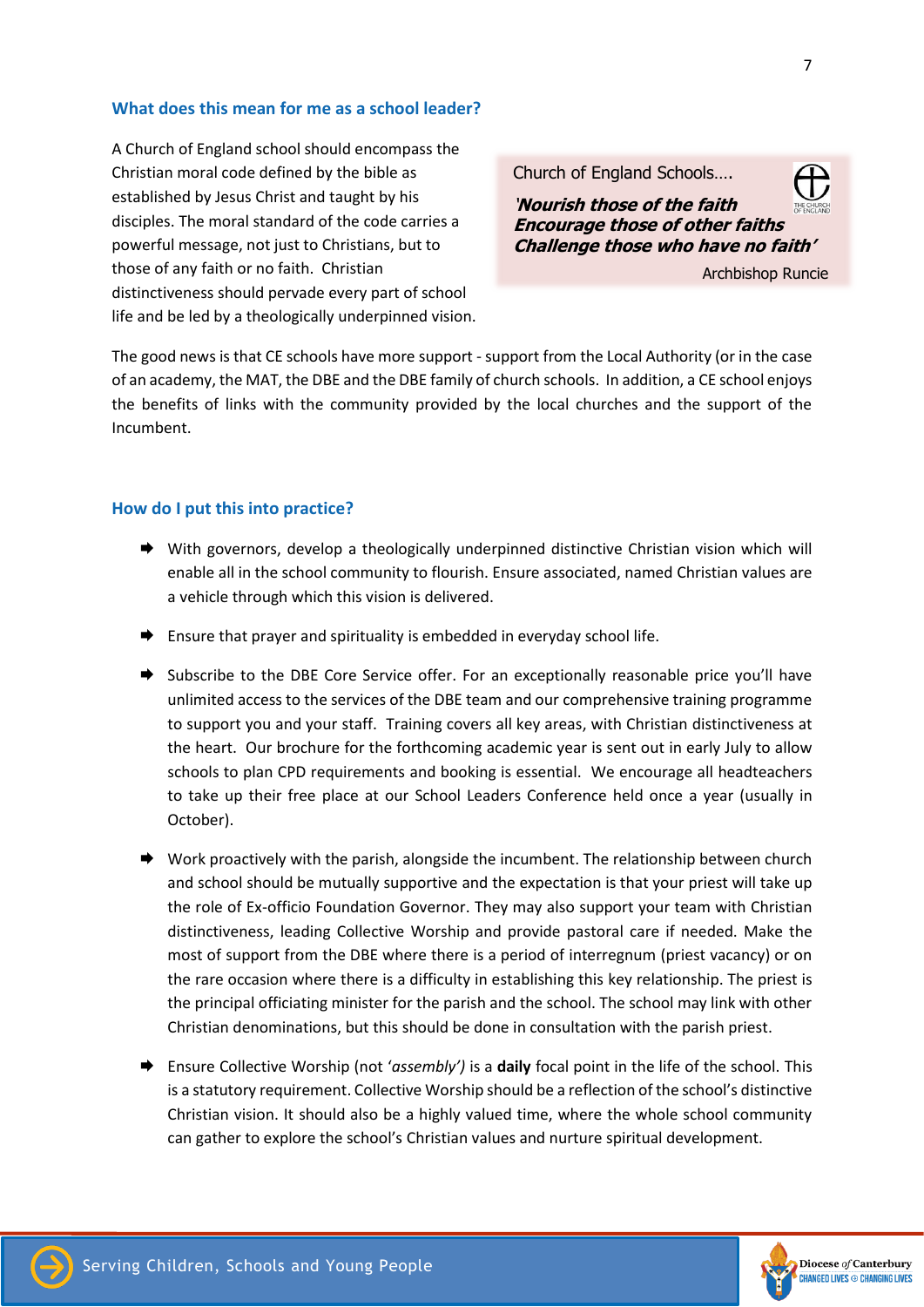## What does this mean for me as a school leader?

A Church of England school should encompass the Christian moral code defined by the bible as established by Jesus Christ and taught by his disciples. The moral standard of the code carries a powerful message, not just to Christians, but to those of any faith or no faith. Christian distinctiveness should pervade every part of school life and be led by a theologically underpinned vision.

> Church of England Schools….
>
> ***'Nourish those of the faith***
> ***Encourage those of other faiths***
> ***Challenge those who have no faith'***
>
> Archbishop Runcie

The good news is that CE schools have more support - support from the Local Authority (or in the case of an academy, the MAT, the DBE and the DBE family of church schools. In addition, a CE school enjoys the benefits of links with the community provided by the local churches and the support of the Incumbent.

## How do I put this into practice?

- With governors, develop a theologically underpinned distinctive Christian vision which will enable all in the school community to flourish. Ensure associated, named Christian values are a vehicle through which this vision is delivered.
- Ensure that prayer and spirituality is embedded in everyday school life.
- Subscribe to the DBE Core Service offer. For an exceptionally reasonable price you'll have unlimited access to the services of the DBE team and our comprehensive training programme to support you and your staff. Training covers all key areas, with Christian distinctiveness at the heart. Our brochure for the forthcoming academic year is sent out in early July to allow schools to plan CPD requirements and booking is essential. We encourage all headteachers to take up their free place at our School Leaders Conference held once a year (usually in October).
- Work proactively with the parish, alongside the incumbent. The relationship between church and school should be mutually supportive and the expectation is that your priest will take up the role of Ex-officio Foundation Governor. They may also support your team with Christian distinctiveness, leading Collective Worship and provide pastoral care if needed. Make the most of support from the DBE where there is a period of interregnum (priest vacancy) or on the rare occasion where there is a difficulty in establishing this key relationship. The priest is the principal officiating minister for the parish and the school. The school may link with other Christian denominations, but this should be done in consultation with the parish priest.
- Ensure Collective Worship (not '*assembly')* is a **daily** focal point in the life of the school. This is a statutory requirement. Collective Worship should be a reflection of the school's distinctive Christian vision. It should also be a highly valued time, where the whole school community can gather to explore the school's Christian values and nurture spiritual development.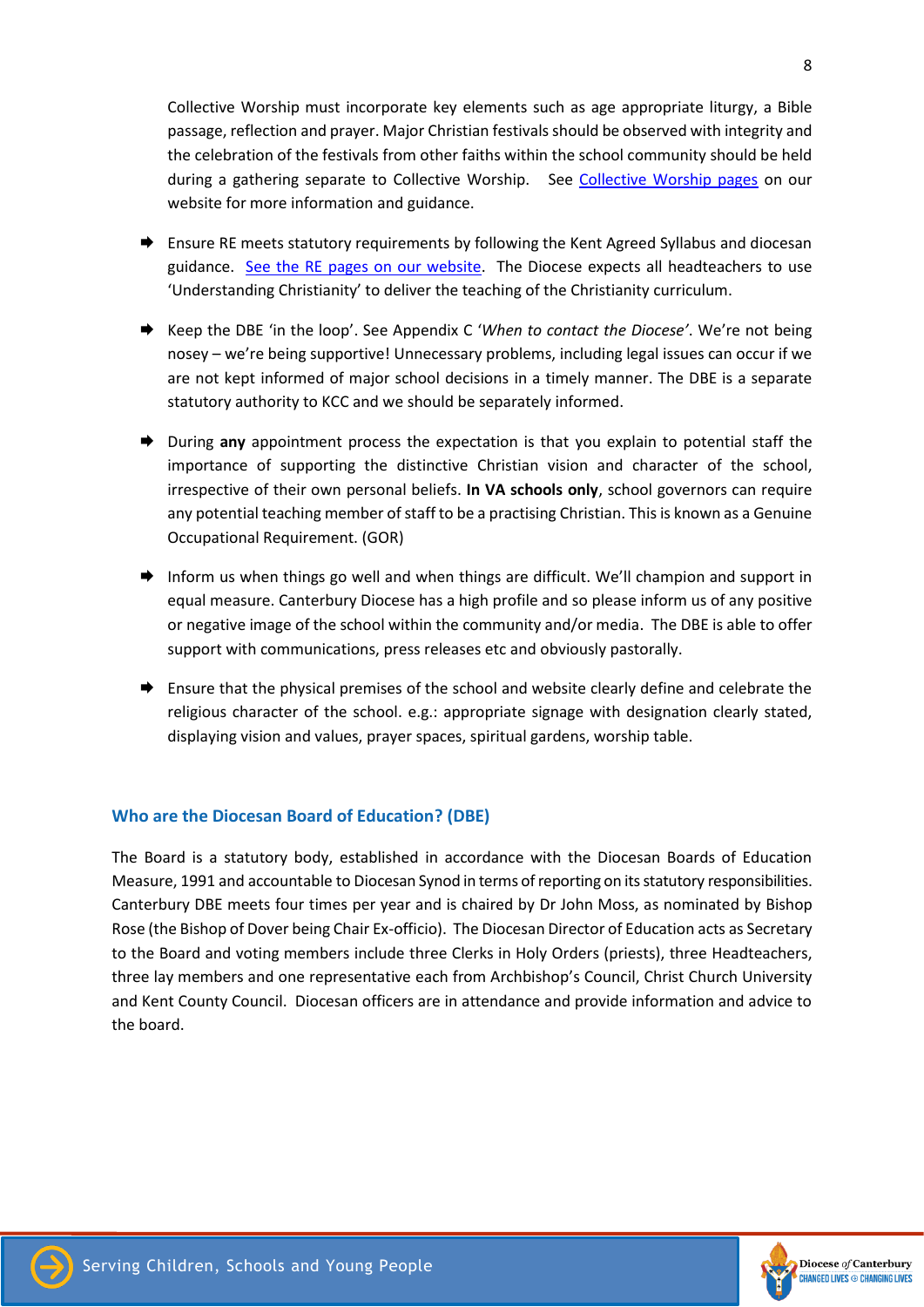Collective Worship must incorporate key elements such as age appropriate liturgy, a Bible passage, reflection and prayer. Major Christian festivals should be observed with integrity and the celebration of the festivals from other faiths within the school community should be held during a gathering separate to Collective Worship. See Collective Worship pages on our website for more information and guidance.

- Ensure RE meets statutory requirements by following the Kent Agreed Syllabus and diocesan guidance. See the RE pages on our website. The Diocese expects all headteachers to use 'Understanding Christianity' to deliver the teaching of the Christianity curriculum.

- Keep the DBE 'in the loop'. See Appendix C '*When to contact the Diocese*'. We're not being nosey – we're being supportive! Unnecessary problems, including legal issues can occur if we are not kept informed of major school decisions in a timely manner. The DBE is a separate statutory authority to KCC and we should be separately informed.

- During **any** appointment process the expectation is that you explain to potential staff the importance of supporting the distinctive Christian vision and character of the school, irrespective of their own personal beliefs. **In VA schools only**, school governors can require any potential teaching member of staff to be a practising Christian. This is known as a Genuine Occupational Requirement. (GOR)

- Inform us when things go well and when things are difficult. We'll champion and support in equal measure. Canterbury Diocese has a high profile and so please inform us of any positive or negative image of the school within the community and/or media. The DBE is able to offer support with communications, press releases etc and obviously pastorally.

- Ensure that the physical premises of the school and website clearly define and celebrate the religious character of the school. e.g.: appropriate signage with designation clearly stated, displaying vision and values, prayer spaces, spiritual gardens, worship table.

## Who are the Diocesan Board of Education? (DBE)

The Board is a statutory body, established in accordance with the Diocesan Boards of Education Measure, 1991 and accountable to Diocesan Synod in terms of reporting on its statutory responsibilities. Canterbury DBE meets four times per year and is chaired by Dr John Moss, as nominated by Bishop Rose (the Bishop of Dover being Chair Ex-officio). The Diocesan Director of Education acts as Secretary to the Board and voting members include three Clerks in Holy Orders (priests), three Headteachers, three lay members and one representative each from Archbishop's Council, Christ Church University and Kent County Council. Diocesan officers are in attendance and provide information and advice to the board.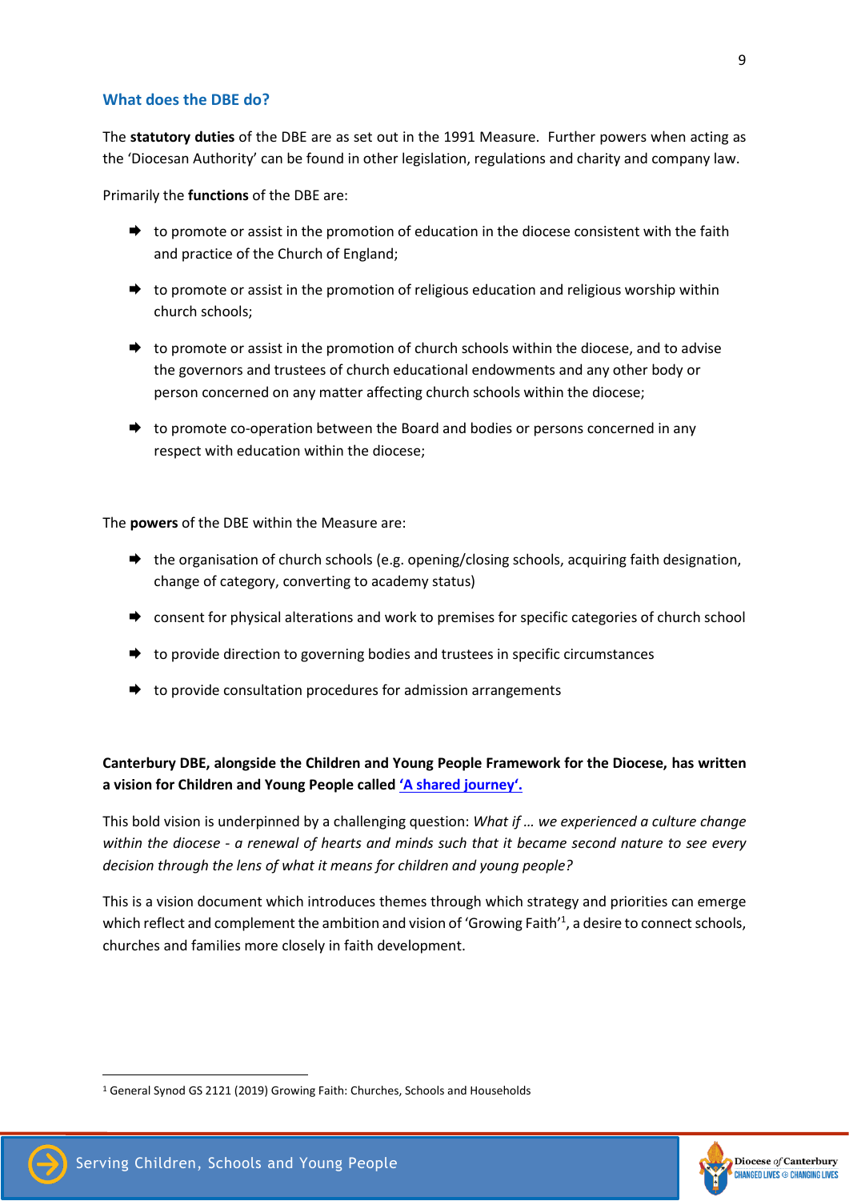## What does the DBE do?

The **statutory duties** of the DBE are as set out in the 1991 Measure. Further powers when acting as the 'Diocesan Authority' can be found in other legislation, regulations and charity and company law.

Primarily the **functions** of the DBE are:

- to promote or assist in the promotion of education in the diocese consistent with the faith and practice of the Church of England;
- to promote or assist in the promotion of religious education and religious worship within church schools;
- to promote or assist in the promotion of church schools within the diocese, and to advise the governors and trustees of church educational endowments and any other body or person concerned on any matter affecting church schools within the diocese;
- to promote co-operation between the Board and bodies or persons concerned in any respect with education within the diocese;

The **powers** of the DBE within the Measure are:

- the organisation of church schools (e.g. opening/closing schools, acquiring faith designation, change of category, converting to academy status)
- consent for physical alterations and work to premises for specific categories of church school
- to provide direction to governing bodies and trustees in specific circumstances
- to provide consultation procedures for admission arrangements

**Canterbury DBE, alongside the Children and Young People Framework for the Diocese, has written a vision for Children and Young People called 'A shared journey'.**

This bold vision is underpinned by a challenging question: *What if … we experienced a culture change within the diocese - a renewal of hearts and minds such that it became second nature to see every decision through the lens of what it means for children and young people?*

This is a vision document which introduces themes through which strategy and priorities can emerge which reflect and complement the ambition and vision of 'Growing Faith'[1], a desire to connect schools, churches and families more closely in faith development.

[1] General Synod GS 2121 (2019) Growing Faith: Churches, Schools and Households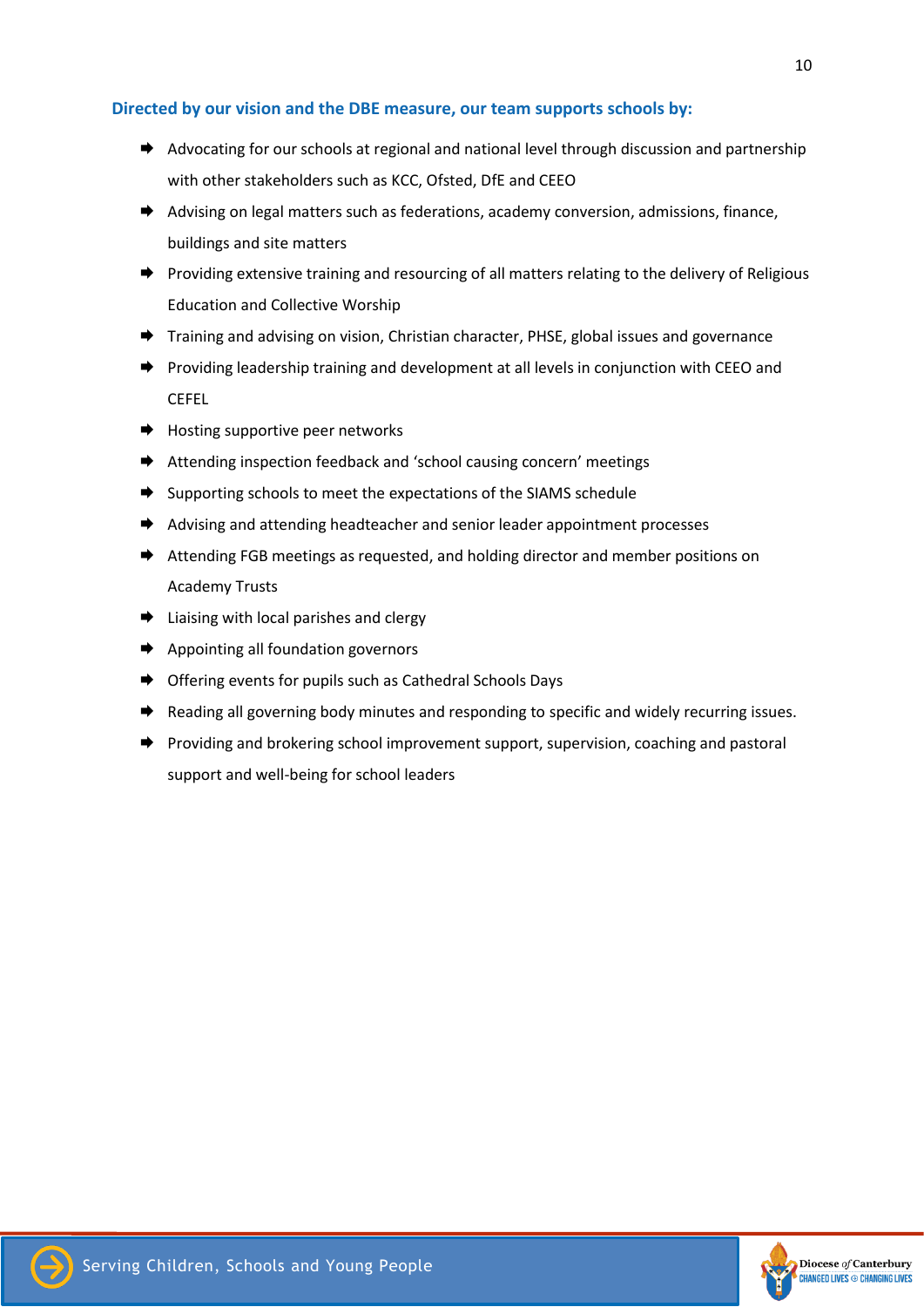### Directed by our vision and the DBE measure, our team supports schools by:

- Advocating for our schools at regional and national level through discussion and partnership with other stakeholders such as KCC, Ofsted, DfE and CEEO
- Advising on legal matters such as federations, academy conversion, admissions, finance, buildings and site matters
- Providing extensive training and resourcing of all matters relating to the delivery of Religious Education and Collective Worship
- Training and advising on vision, Christian character, PHSE, global issues and governance
- Providing leadership training and development at all levels in conjunction with CEEO and CEFEL
- Hosting supportive peer networks
- Attending inspection feedback and 'school causing concern' meetings
- Supporting schools to meet the expectations of the SIAMS schedule
- Advising and attending headteacher and senior leader appointment processes
- Attending FGB meetings as requested, and holding director and member positions on Academy Trusts
- Liaising with local parishes and clergy
- Appointing all foundation governors
- Offering events for pupils such as Cathedral Schools Days
- Reading all governing body minutes and responding to specific and widely recurring issues.
- Providing and brokering school improvement support, supervision, coaching and pastoral support and well-being for school leaders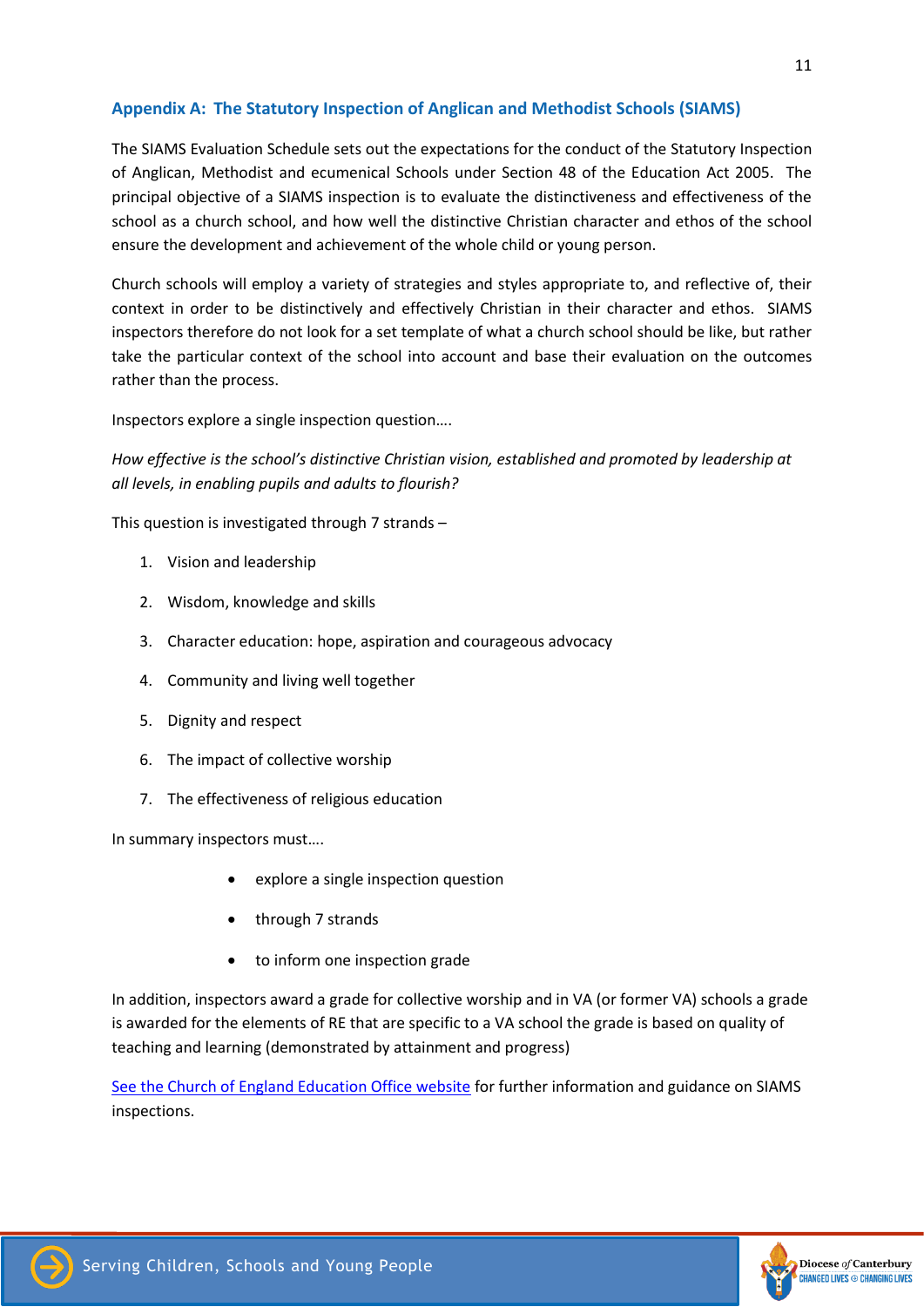## Appendix A: The Statutory Inspection of Anglican and Methodist Schools (SIAMS)

The SIAMS Evaluation Schedule sets out the expectations for the conduct of the Statutory Inspection of Anglican, Methodist and ecumenical Schools under Section 48 of the Education Act 2005. The principal objective of a SIAMS inspection is to evaluate the distinctiveness and effectiveness of the school as a church school, and how well the distinctive Christian character and ethos of the school ensure the development and achievement of the whole child or young person.

Church schools will employ a variety of strategies and styles appropriate to, and reflective of, their context in order to be distinctively and effectively Christian in their character and ethos. SIAMS inspectors therefore do not look for a set template of what a church school should be like, but rather take the particular context of the school into account and base their evaluation on the outcomes rather than the process.

Inspectors explore a single inspection question….

*How effective is the school's distinctive Christian vision, established and promoted by leadership at all levels, in enabling pupils and adults to flourish?*

This question is investigated through 7 strands –

1. Vision and leadership
2. Wisdom, knowledge and skills
3. Character education: hope, aspiration and courageous advocacy
4. Community and living well together
5. Dignity and respect
6. The impact of collective worship
7. The effectiveness of religious education

In summary inspectors must….

- explore a single inspection question
- through 7 strands
- to inform one inspection grade

In addition, inspectors award a grade for collective worship and in VA (or former VA) schools a grade is awarded for the elements of RE that are specific to a VA school the grade is based on quality of teaching and learning (demonstrated by attainment and progress)

See the Church of England Education Office website for further information and guidance on SIAMS inspections.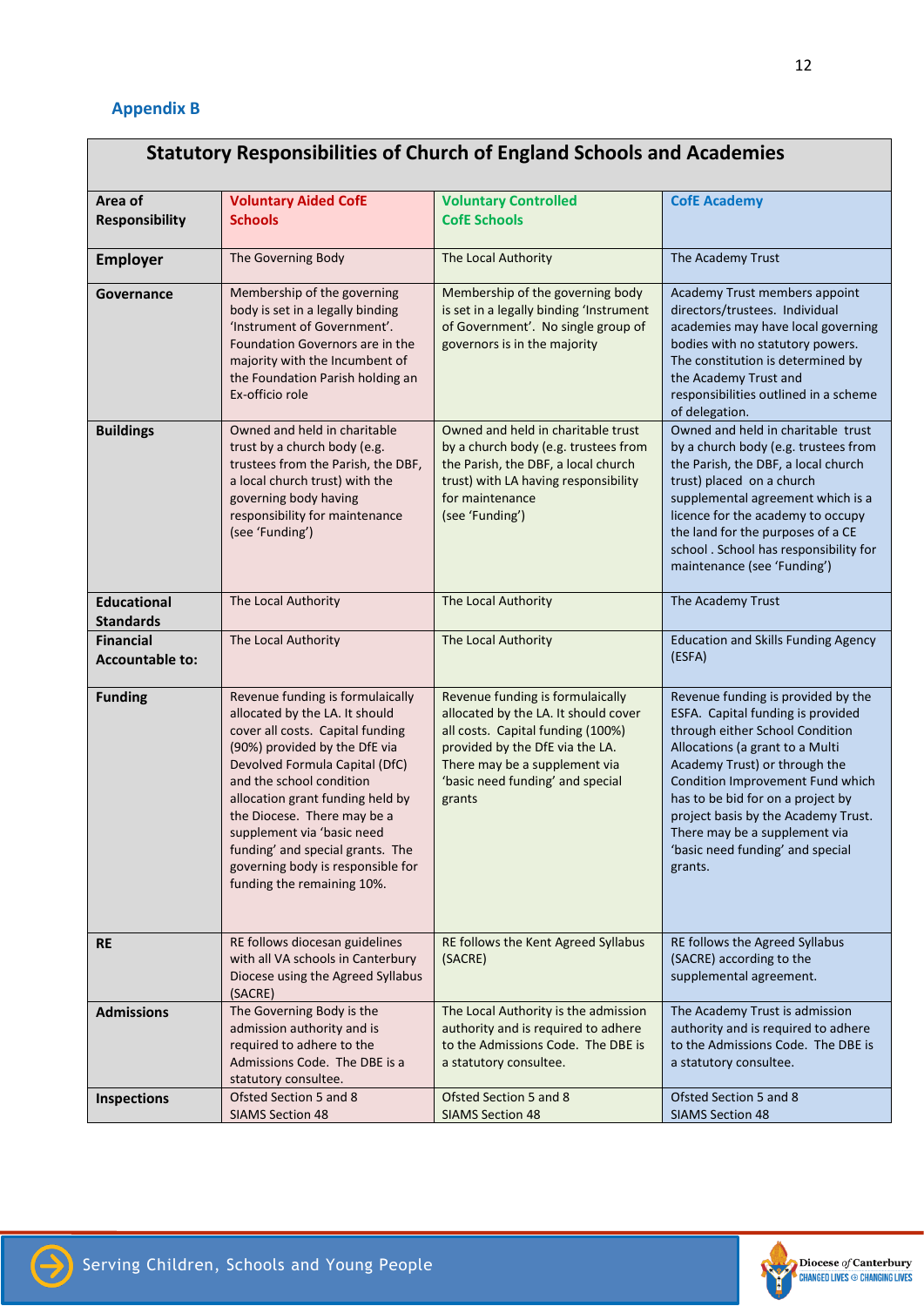## Appendix B

| Statutory Responsibilities of Church of England Schools and Academies | | | |
|---|---|---|---|
| **Area of Responsibility** | **Voluntary Aided CofE Schools** | **Voluntary Controlled CofE Schools** | **CofE Academy** |
| **Employer** | The Governing Body | The Local Authority | The Academy Trust |
| **Governance** | Membership of the governing body is set in a legally binding 'Instrument of Government'. Foundation Governors are in the majority with the Incumbent of the Foundation Parish holding an Ex-officio role | Membership of the governing body is set in a legally binding 'Instrument of Government'. No single group of governors is in the majority | Academy Trust members appoint directors/trustees. Individual academies may have local governing bodies with no statutory powers. The constitution is determined by the Academy Trust and responsibilities outlined in a scheme of delegation. |
| **Buildings** | Owned and held in charitable trust by a church body (e.g. trustees from the Parish, the DBF, a local church trust) with the governing body having responsibility for maintenance (see 'Funding') | Owned and held in charitable trust by a church body (e.g. trustees from the Parish, the DBF, a local church trust) with LA having responsibility for maintenance (see 'Funding') | Owned and held in charitable trust by a church body (e.g. trustees from the Parish, the DBF, a local church trust) placed on a church supplemental agreement which is a licence for the academy to occupy the land for the purposes of a CE school . School has responsibility for maintenance (see 'Funding') |
| **Educational Standards** | The Local Authority | The Local Authority | The Academy Trust |
| **Financial Accountable to:** | The Local Authority | The Local Authority | Education and Skills Funding Agency (ESFA) |
| **Funding** | Revenue funding is formulaically allocated by the LA. It should cover all costs. Capital funding (90%) provided by the DfE via Devolved Formula Capital (DfC) and the school condition allocation grant funding held by the Diocese. There may be a supplement via 'basic need funding' and special grants. The governing body is responsible for funding the remaining 10%. | Revenue funding is formulaically allocated by the LA. It should cover all costs. Capital funding (100%) provided by the DfE via the LA. There may be a supplement via 'basic need funding' and special grants | Revenue funding is provided by the ESFA. Capital funding is provided through either School Condition Allocations (a grant to a Multi Academy Trust) or through the Condition Improvement Fund which has to be bid for on a project by project basis by the Academy Trust. There may be a supplement via 'basic need funding' and special grants. |
| **RE** | RE follows diocesan guidelines with all VA schools in Canterbury Diocese using the Agreed Syllabus (SACRE) | RE follows the Kent Agreed Syllabus (SACRE) | RE follows the Agreed Syllabus (SACRE) according to the supplemental agreement. |
| **Admissions** | The Governing Body is the admission authority and is required to adhere to the Admissions Code. The DBE is a statutory consultee. | The Local Authority is the admission authority and is required to adhere to the Admissions Code. The DBE is a statutory consultee. | The Academy Trust is admission authority and is required to adhere to the Admissions Code. The DBE is a statutory consultee. |
| **Inspections** | Ofsted Section 5 and 8<br>SIAMS Section 48 | Ofsted Section 5 and 8<br>SIAMS Section 48 | Ofsted Section 5 and 8<br>SIAMS Section 48 |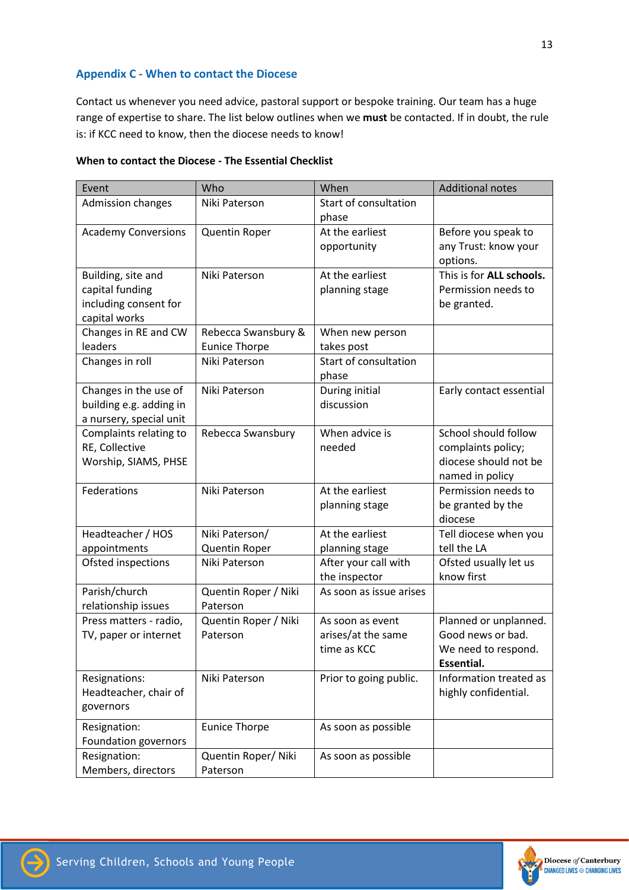## Appendix C - When to contact the Diocese

Contact us whenever you need advice, pastoral support or bespoke training. Our team has a huge range of expertise to share. The list below outlines when we **must** be contacted. If in doubt, the rule is: if KCC need to know, then the diocese needs to know!

**When to contact the Diocese - The Essential Checklist**

| Event | Who | When | Additional notes |
|---|---|---|---|
| Admission changes | Niki Paterson | Start of consultation phase | |
| Academy Conversions | Quentin Roper | At the earliest opportunity | Before you speak to any Trust: know your options. |
| Building, site and capital funding including consent for capital works | Niki Paterson | At the earliest planning stage | This is for **ALL schools.** Permission needs to be granted. |
| Changes in RE and CW leaders | Rebecca Swansbury & Eunice Thorpe | When new person takes post | |
| Changes in roll | Niki Paterson | Start of consultation phase | |
| Changes in the use of building e.g. adding in a nursery, special unit | Niki Paterson | During initial discussion | Early contact essential |
| Complaints relating to RE, Collective Worship, SIAMS, PHSE | Rebecca Swansbury | When advice is needed | School should follow complaints policy; diocese should not be named in policy |
| Federations | Niki Paterson | At the earliest planning stage | Permission needs to be granted by the diocese |
| Headteacher / HOS appointments | Niki Paterson/ Quentin Roper | At the earliest planning stage | Tell diocese when you tell the LA |
| Ofsted inspections | Niki Paterson | After your call with the inspector | Ofsted usually let us know first |
| Parish/church relationship issues | Quentin Roper / Niki Paterson | As soon as issue arises | |
| Press matters - radio, TV, paper or internet | Quentin Roper / Niki Paterson | As soon as event arises/at the same time as KCC | Planned or unplanned. Good news or bad. We need to respond. **Essential.** |
| Resignations: Headteacher, chair of governors | Niki Paterson | Prior to going public. | Information treated as highly confidential. |
| Resignation: Foundation governors | Eunice Thorpe | As soon as possible | |
| Resignation: Members, directors | Quentin Roper/ Niki Paterson | As soon as possible | |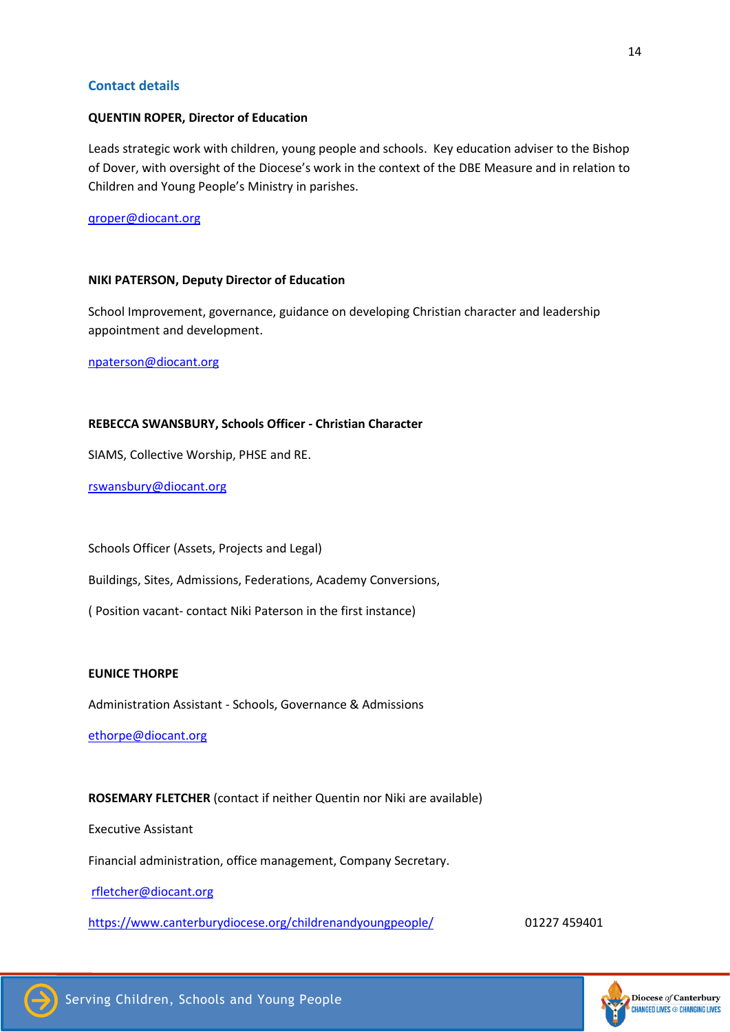## Contact details

**QUENTIN ROPER, Director of Education**

Leads strategic work with children, young people and schools. Key education adviser to the Bishop of Dover, with oversight of the Diocese's work in the context of the DBE Measure and in relation to Children and Young People's Ministry in parishes.

qroper@diocant.org

**NIKI PATERSON, Deputy Director of Education**

School Improvement, governance, guidance on developing Christian character and leadership appointment and development.

npaterson@diocant.org

**REBECCA SWANSBURY, Schools Officer - Christian Character**

SIAMS, Collective Worship, PHSE and RE.

rswansbury@diocant.org

Schools Officer (Assets, Projects and Legal)

Buildings, Sites, Admissions, Federations, Academy Conversions,

( Position vacant- contact Niki Paterson in the first instance)

**EUNICE THORPE**

Administration Assistant - Schools, Governance & Admissions

ethorpe@diocant.org

**ROSEMARY FLETCHER** (contact if neither Quentin nor Niki are available)

Executive Assistant

Financial administration, office management, Company Secretary.

rfletcher@diocant.org

https://www.canterburydiocese.org/childrenandyoungpeople/ 01227 459401